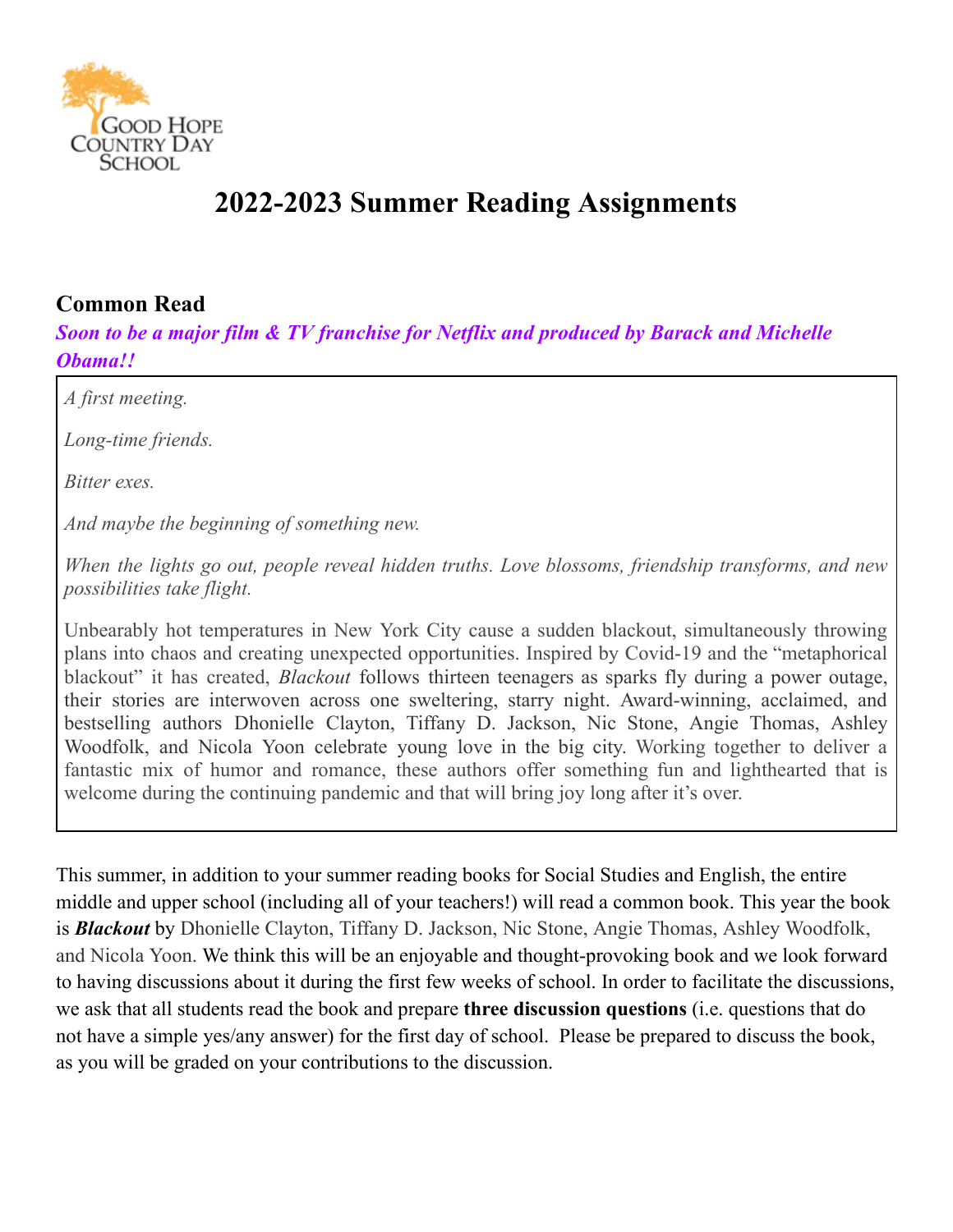Good Hope Country Day School

# 2022-2023 Summer Reading Assignments

## Common Read

***Soon to be a major film & TV franchise for Netflix and produced by Barack and Michelle Obama!!***

*A first meeting.*

*Long-time friends.*

*Bitter exes.*

*And maybe the beginning of something new.*

*When the lights go out, people reveal hidden truths. Love blossoms, friendship transforms, and new possibilities take flight.*

Unbearably hot temperatures in New York City cause a sudden blackout, simultaneously throwing plans into chaos and creating unexpected opportunities. Inspired by Covid-19 and the "metaphorical blackout" it has created, *Blackout* follows thirteen teenagers as sparks fly during a power outage, their stories are interwoven across one sweltering, starry night. Award-winning, acclaimed, and bestselling authors Dhonielle Clayton, Tiffany D. Jackson, Nic Stone, Angie Thomas, Ashley Woodfolk, and Nicola Yoon celebrate young love in the big city. Working together to deliver a fantastic mix of humor and romance, these authors offer something fun and lighthearted that is welcome during the continuing pandemic and that will bring joy long after it's over.

This summer, in addition to your summer reading books for Social Studies and English, the entire middle and upper school (including all of your teachers!) will read a common book. This year the book is ***Blackout*** by Dhonielle Clayton, Tiffany D. Jackson, Nic Stone, Angie Thomas, Ashley Woodfolk, and Nicola Yoon. We think this will be an enjoyable and thought-provoking book and we look forward to having discussions about it during the first few weeks of school. In order to facilitate the discussions, we ask that all students read the book and prepare **three discussion questions** (i.e. questions that do not have a simple yes/any answer) for the first day of school. Please be prepared to discuss the book, as you will be graded on your contributions to the discussion.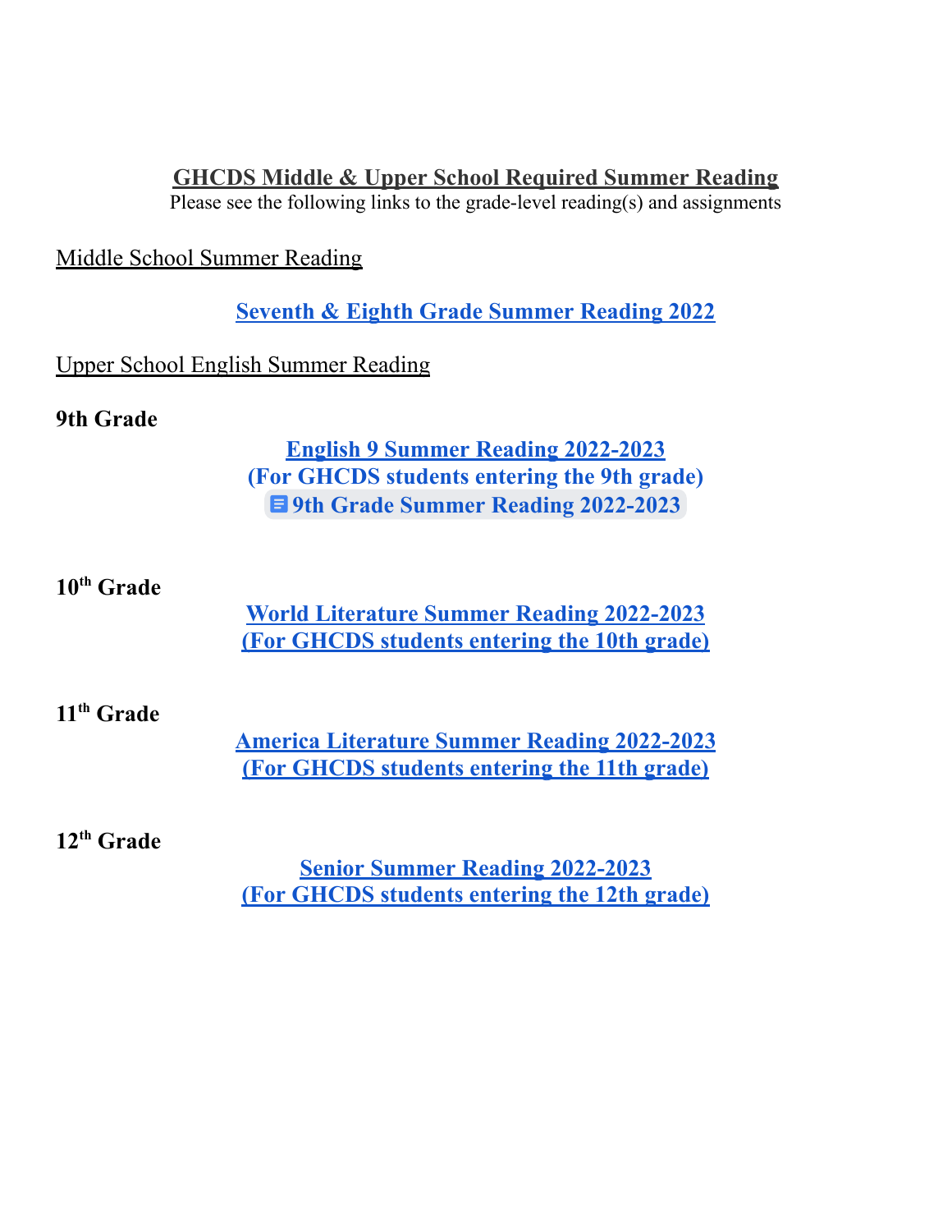## GHCDS Middle & Upper School Required Summer Reading

Please see the following links to the grade-level reading(s) and assignments

Middle School Summer Reading

**Seventh & Eighth Grade Summer Reading 2022**

Upper School English Summer Reading

**9th Grade**

**English 9 Summer Reading 2022-2023**
**(For GHCDS students entering the 9th grade)**
**9th Grade Summer Reading 2022-2023**

**10th Grade**

**World Literature Summer Reading 2022-2023**
**(For GHCDS students entering the 10th grade)**

**11th Grade**

**America Literature Summer Reading 2022-2023**
**(For GHCDS students entering the 11th grade)**

**12th Grade**

**Senior Summer Reading 2022-2023**
**(For GHCDS students entering the 12th grade)**